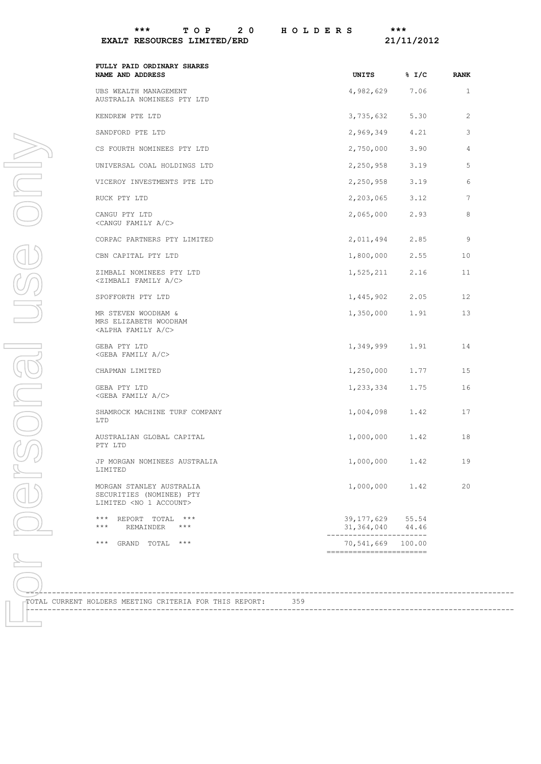# *** T O P 2 0 H O L D E R S ***

**EXALT RESOURCES LIMITED/ERD** **21/11/2012**

**FULLY PAID ORDINARY SHARES**

| NAME AND ADDRESS | UNITS | % I/C | RANK |
|---|---|---|---|
| UBS WEALTH MANAGEMENT AUSTRALIA NOMINEES PTY LTD | 4,982,629 | 7.06 | 1 |
| KENDREW PTE LTD | 3,735,632 | 5.30 | 2 |
| SANDFORD PTE LTD | 2,969,349 | 4.21 | 3 |
| CS FOURTH NOMINEES PTY LTD | 2,750,000 | 3.90 | 4 |
| UNIVERSAL COAL HOLDINGS LTD | 2,250,958 | 3.19 | 5 |
| VICEROY INVESTMENTS PTE LTD | 2,250,958 | 3.19 | 6 |
| RUCK PTY LTD | 2,203,065 | 3.12 | 7 |
| CANGU PTY LTD <CANGU FAMILY A/C> | 2,065,000 | 2.93 | 8 |
| CORPAC PARTNERS PTY LIMITED | 2,011,494 | 2.85 | 9 |
| CBN CAPITAL PTY LTD | 1,800,000 | 2.55 | 10 |
| ZIMBALI NOMINEES PTY LTD <ZIMBALI FAMILY A/C> | 1,525,211 | 2.16 | 11 |
| SPOFFORTH PTY LTD | 1,445,902 | 2.05 | 12 |
| MR STEVEN WOODHAM & MRS ELIZABETH WOODHAM <ALPHA FAMILY A/C> | 1,350,000 | 1.91 | 13 |
| GEBA PTY LTD <GEBA FAMILY A/C> | 1,349,999 | 1.91 | 14 |
| CHAPMAN LIMITED | 1,250,000 | 1.77 | 15 |
| GEBA PTY LTD <GEBA FAMILY A/C> | 1,233,334 | 1.75 | 16 |
| SHAMROCK MACHINE TURF COMPANY LTD | 1,004,098 | 1.42 | 17 |
| AUSTRALIAN GLOBAL CAPITAL PTY LTD | 1,000,000 | 1.42 | 18 |
| JP MORGAN NOMINEES AUSTRALIA LIMITED | 1,000,000 | 1.42 | 19 |
| MORGAN STANLEY AUSTRALIA SECURITIES (NOMINEE) PTY LIMITED <NO 1 ACCOUNT> | 1,000,000 | 1.42 | 20 |
| *** REPORT TOTAL *** | 39,177,629 | 55.54 | |
| *** REMAINDER *** | 31,364,040 | 44.46 | |
| *** GRAND TOTAL *** | 70,541,669 | 100.00 | |

TOTAL CURRENT HOLDERS MEETING CRITERIA FOR THIS REPORT: 359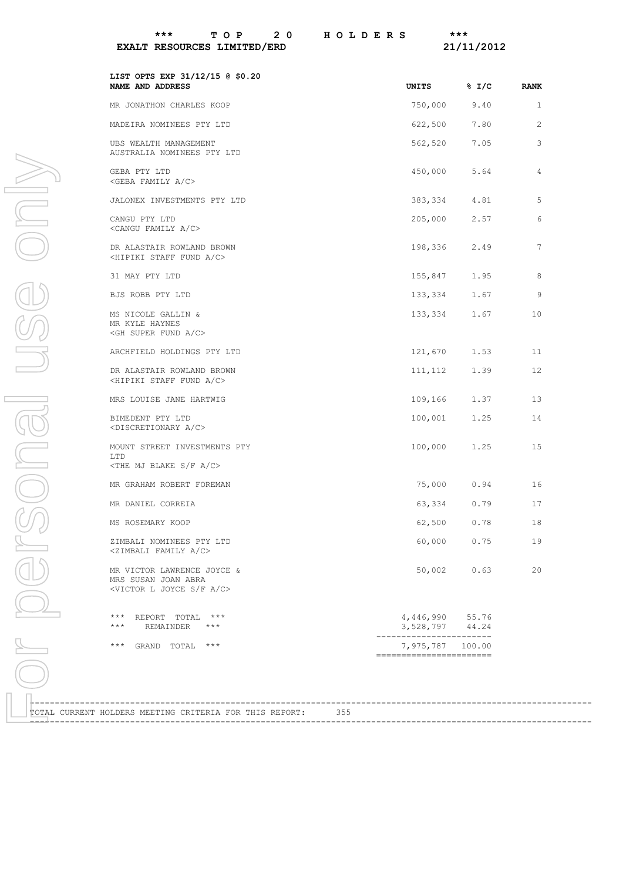# *** TOP 20 HOLDERS ***

**EXALT RESOURCES LIMITED/ERD** 21/11/2012

**LIST OPTS EXP 31/12/15 @ $0.20**

| NAME AND ADDRESS | UNITS | % I/C | RANK |
|---|---|---|---|
| MR JONATHON CHARLES KOOP | 750,000 | 9.40 | 1 |
| MADEIRA NOMINEES PTY LTD | 622,500 | 7.80 | 2 |
| UBS WEALTH MANAGEMENT AUSTRALIA NOMINEES PTY LTD | 562,520 | 7.05 | 3 |
| GEBA PTY LTD <GEBA FAMILY A/C> | 450,000 | 5.64 | 4 |
| JALONEX INVESTMENTS PTY LTD | 383,334 | 4.81 | 5 |
| CANGU PTY LTD <CANGU FAMILY A/C> | 205,000 | 2.57 | 6 |
| DR ALASTAIR ROWLAND BROWN <HIPIKI STAFF FUND A/C> | 198,336 | 2.49 | 7 |
| 31 MAY PTY LTD | 155,847 | 1.95 | 8 |
| BJS ROBB PTY LTD | 133,334 | 1.67 | 9 |
| MS NICOLE GALLIN & MR KYLE HAYNES <GH SUPER FUND A/C> | 133,334 | 1.67 | 10 |
| ARCHFIELD HOLDINGS PTY LTD | 121,670 | 1.53 | 11 |
| DR ALASTAIR ROWLAND BROWN <HIPIKI STAFF FUND A/C> | 111,112 | 1.39 | 12 |
| MRS LOUISE JANE HARTWIG | 109,166 | 1.37 | 13 |
| BIMEDENT PTY LTD <DISCRETIONARY A/C> | 100,001 | 1.25 | 14 |
| MOUNT STREET INVESTMENTS PTY LTD <THE MJ BLAKE S/F A/C> | 100,000 | 1.25 | 15 |
| MR GRAHAM ROBERT FOREMAN | 75,000 | 0.94 | 16 |
| MR DANIEL CORREIA | 63,334 | 0.79 | 17 |
| MS ROSEMARY KOOP | 62,500 | 0.78 | 18 |
| ZIMBALI NOMINEES PTY LTD <ZIMBALI FAMILY A/C> | 60,000 | 0.75 | 19 |
| MR VICTOR LAWRENCE JOYCE & MRS SUSAN JOAN ABRA <VICTOR L JOYCE S/F A/C> | 50,002 | 0.63 | 20 |
| *** REPORT TOTAL *** | 4,446,990 | 55.76 | |
| *** REMAINDER *** | 3,528,797 | 44.24 | |
| *** GRAND TOTAL *** | 7,975,787 | 100.00 | |

TOTAL CURRENT HOLDERS MEETING CRITERIA FOR THIS REPORT: 355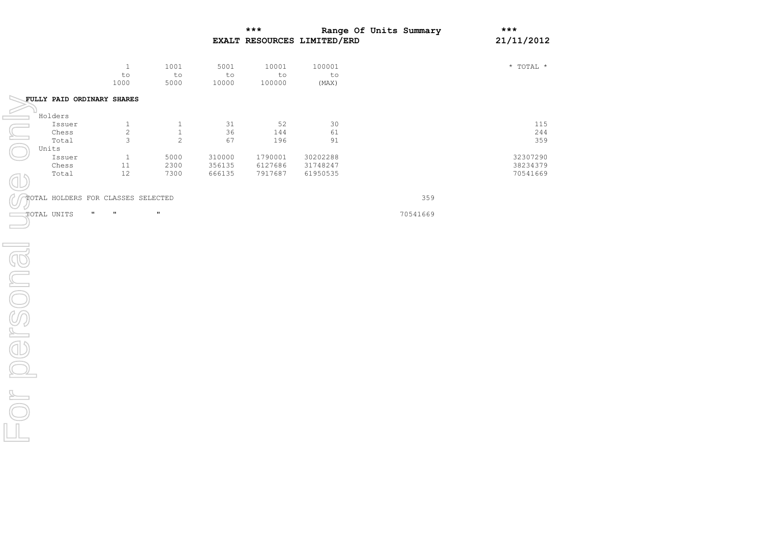# *** Range Of Units Summary ***

## EXALT RESOURCES LIMITED/ERD

21/11/2012

| | 1 to 1000 | 1001 to 5000 | 5001 to 10000 | 10001 to 100000 | 100001 to (MAX) | * TOTAL * |
|---|---|---|---|---|---|---|
| **FULLY PAID ORDINARY SHARES** | | | | | | |
| Holders | | | | | | |
| Issuer | 1 | 1 | 31 | 52 | 30 | 115 |
| Chess | 2 | 1 | 36 | 144 | 61 | 244 |
| Total | 3 | 2 | 67 | 196 | 91 | 359 |
| Units | | | | | | |
| Issuer | 1 | 5000 | 310000 | 1790001 | 30202288 | 32307290 |
| Chess | 11 | 2300 | 356135 | 6127686 | 31748247 | 38234379 |
| Total | 12 | 7300 | 666135 | 7917687 | 61950535 | 70541669 |

TOTAL HOLDERS FOR CLASSES SELECTED 359

TOTAL UNITS " " " 70541669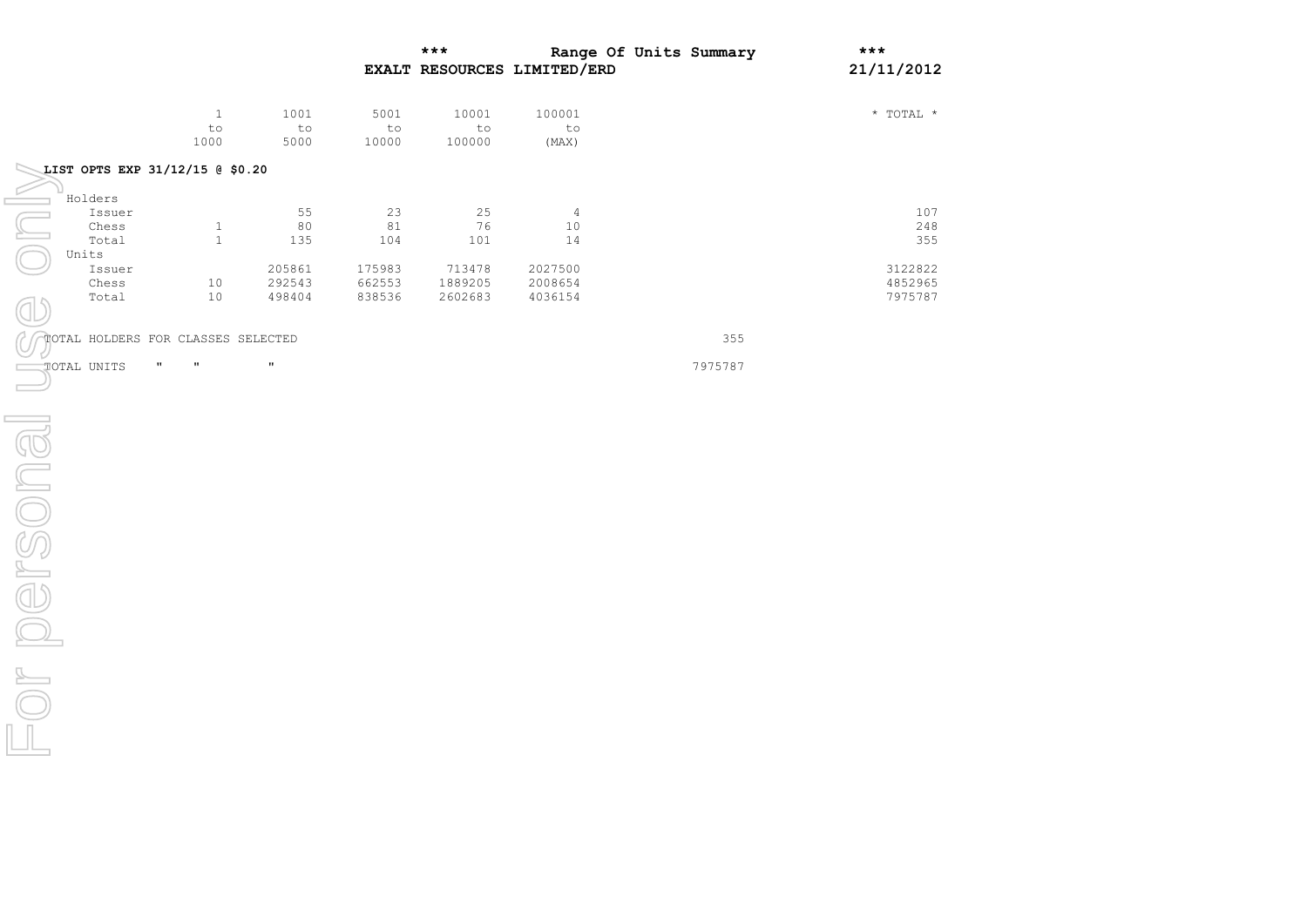# *** Range Of Units Summary ***

**EXALT RESOURCES LIMITED/ERD** **21/11/2012**

| | 1 to 1000 | 1001 to 5000 | 5001 to 10000 | 10001 to 100000 | 100001 to (MAX) | * TOTAL * |
|---|---|---|---|---|---|---|
| **LIST OPTS EXP 31/12/15 @ $0.20** | | | | | | |
| Holders | | | | | | |
| Issuer | | 55 | 23 | 25 | 4 | 107 |
| Chess | 1 | 80 | 81 | 76 | 10 | 248 |
| Total | 1 | 135 | 104 | 101 | 14 | 355 |
| Units | | | | | | |
| Issuer | | 205861 | 175983 | 713478 | 2027500 | 3122822 |
| Chess | 10 | 292543 | 662553 | 1889205 | 2008654 | 4852965 |
| Total | 10 | 498404 | 838536 | 2602683 | 4036154 | 7975787 |

TOTAL HOLDERS FOR CLASSES SELECTED 355

TOTAL UNITS " " " 7975787

For personal use only